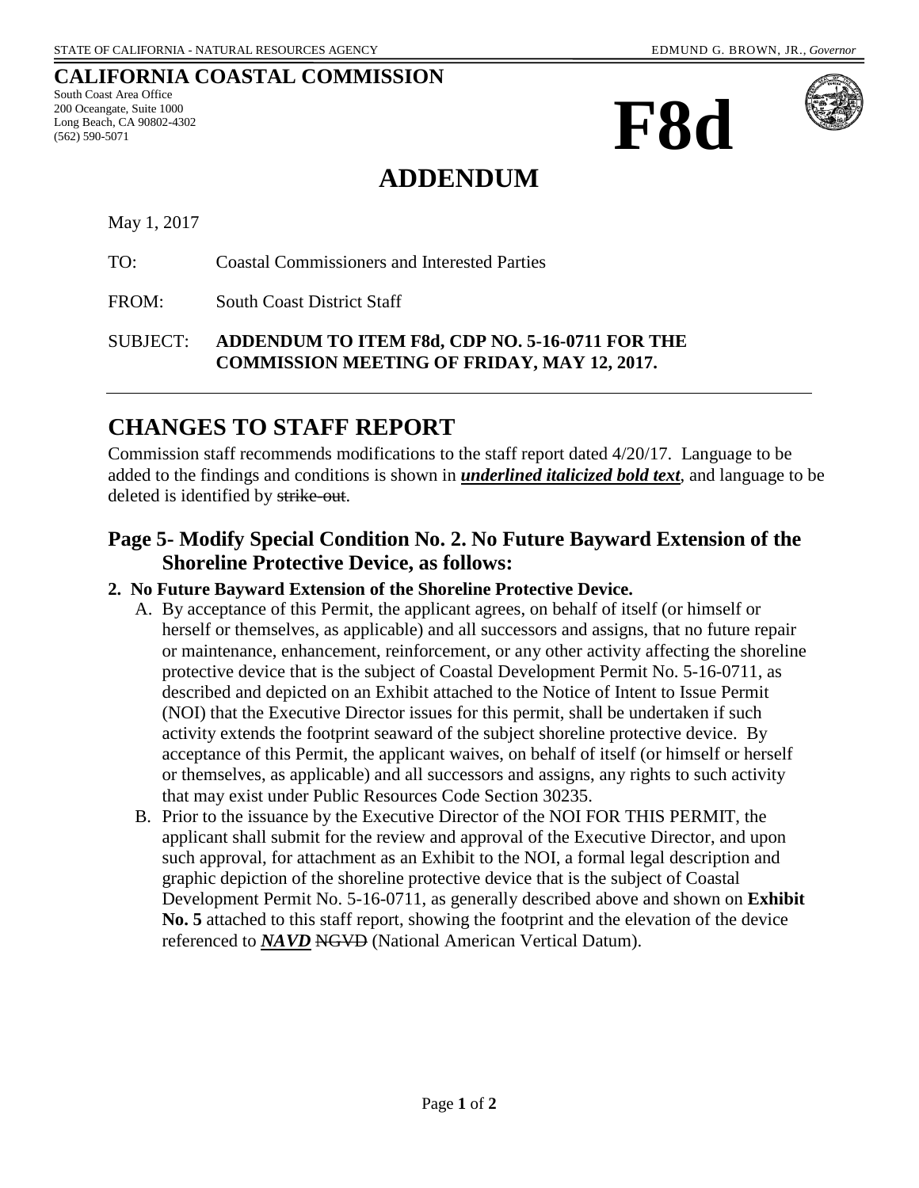STATE OF CALIFORNIA - NATURAL RESOURCES AGENCY EDMUND G. BROWN, JR., *Governor*

**CALIFORNIA COASTAL COMMISSION**

South Coast Area Office
200 Oceangate, Suite 1000
Long Beach, CA 90802-4302
(562) 590-5071

# F8d

# ADDENDUM

May 1, 2017

TO: Coastal Commissioners and Interested Parties

FROM: South Coast District Staff

SUBJECT: **ADDENDUM TO ITEM F8d, CDP NO. 5-16-0711 FOR THE COMMISSION MEETING OF FRIDAY, MAY 12, 2017.**

---

## CHANGES TO STAFF REPORT

Commission staff recommends modifications to the staff report dated 4/20/17. Language to be added to the findings and conditions is shown in ***<u>underlined italicized bold text</u>***, and language to be deleted is identified by ~~strike-out~~.

### Page 5- Modify Special Condition No. 2. No Future Bayward Extension of the Shoreline Protective Device, as follows:

**2. No Future Bayward Extension of the Shoreline Protective Device.**

A. By acceptance of this Permit, the applicant agrees, on behalf of itself (or himself or herself or themselves, as applicable) and all successors and assigns, that no future repair or maintenance, enhancement, reinforcement, or any other activity affecting the shoreline protective device that is the subject of Coastal Development Permit No. 5-16-0711, as described and depicted on an Exhibit attached to the Notice of Intent to Issue Permit (NOI) that the Executive Director issues for this permit, shall be undertaken if such activity extends the footprint seaward of the subject shoreline protective device. By acceptance of this Permit, the applicant waives, on behalf of itself (or himself or herself or themselves, as applicable) and all successors and assigns, any rights to such activity that may exist under Public Resources Code Section 30235.

B. Prior to the issuance by the Executive Director of the NOI FOR THIS PERMIT, the applicant shall submit for the review and approval of the Executive Director, and upon such approval, for attachment as an Exhibit to the NOI, a formal legal description and graphic depiction of the shoreline protective device that is the subject of Coastal Development Permit No. 5-16-0711, as generally described above and shown on **Exhibit No. 5** attached to this staff report, showing the footprint and the elevation of the device referenced to ***<u>NAVD</u>*** ~~NGVD~~ (National American Vertical Datum).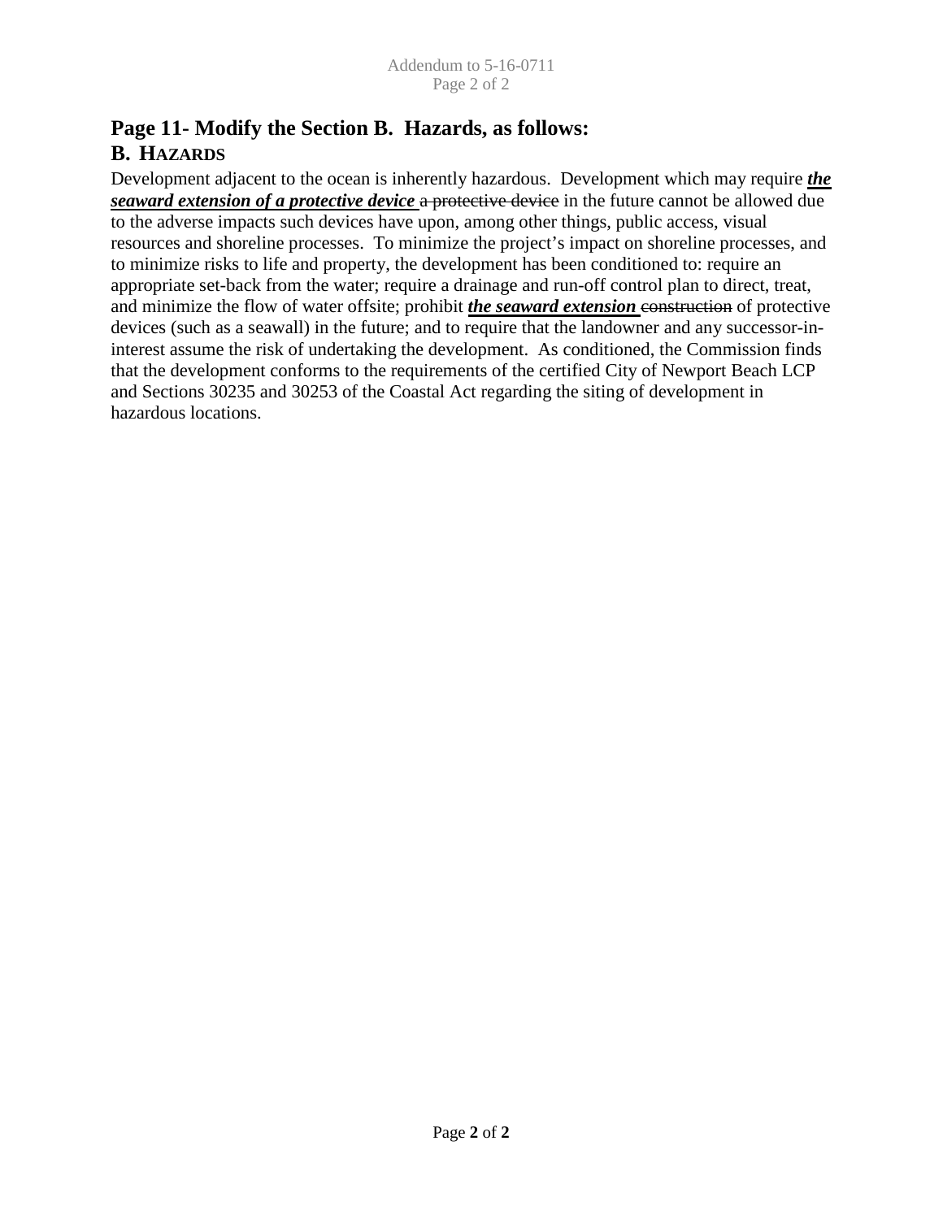## Page 11- Modify the Section B. Hazards, as follows:

### B. HAZARDS

Development adjacent to the ocean is inherently hazardous. Development which may require ***the seaward extension of a protective device*** ~~a protective device~~ in the future cannot be allowed due to the adverse impacts such devices have upon, among other things, public access, visual resources and shoreline processes. To minimize the project's impact on shoreline processes, and to minimize risks to life and property, the development has been conditioned to: require an appropriate set-back from the water; require a drainage and run-off control plan to direct, treat, and minimize the flow of water offsite; prohibit ***the seaward extension*** ~~construction~~ of protective devices (such as a seawall) in the future; and to require that the landowner and any successor-in-interest assume the risk of undertaking the development. As conditioned, the Commission finds that the development conforms to the requirements of the certified City of Newport Beach LCP and Sections 30235 and 30253 of the Coastal Act regarding the siting of development in hazardous locations.